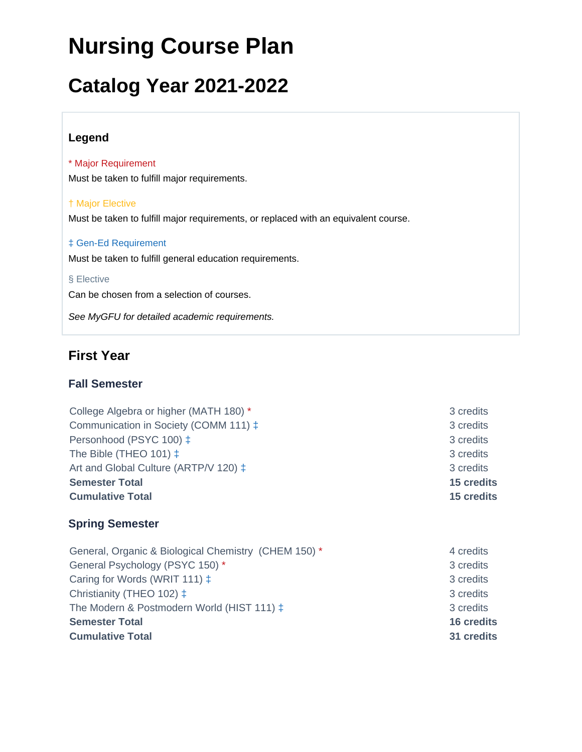# Nursing Course Plan

## Catalog Year 2021-2022

### Legend

\* Major Requirement

Must be taken to fulfill major requirements.

† Major Elective

Must be taken to fulfill major requirements, or replaced with an equivalent course.

‡ Gen-Ed Requirement

Must be taken to fulfill general education requirements.

§ Elective

Can be chosen from a selection of courses.

*See MyGFU for detailed academic requirements.*

### First Year

#### Fall Semester

| Course | Credits |
|---|---|
| College Algebra or higher (MATH 180) * | 3 credits |
| Communication in Society (COMM 111) ‡ | 3 credits |
| Personhood (PSYC 100) ‡ | 3 credits |
| The Bible (THEO 101) ‡ | 3 credits |
| Art and Global Culture (ARTP/V 120) ‡ | 3 credits |
| **Semester Total** | **15 credits** |
| **Cumulative Total** | **15 credits** |

#### Spring Semester

| Course | Credits |
|---|---|
| General, Organic & Biological Chemistry (CHEM 150) * | 4 credits |
| General Psychology (PSYC 150) * | 3 credits |
| Caring for Words (WRIT 111) ‡ | 3 credits |
| Christianity (THEO 102) ‡ | 3 credits |
| The Modern & Postmodern World (HIST 111) ‡ | 3 credits |
| **Semester Total** | **16 credits** |
| **Cumulative Total** | **31 credits** |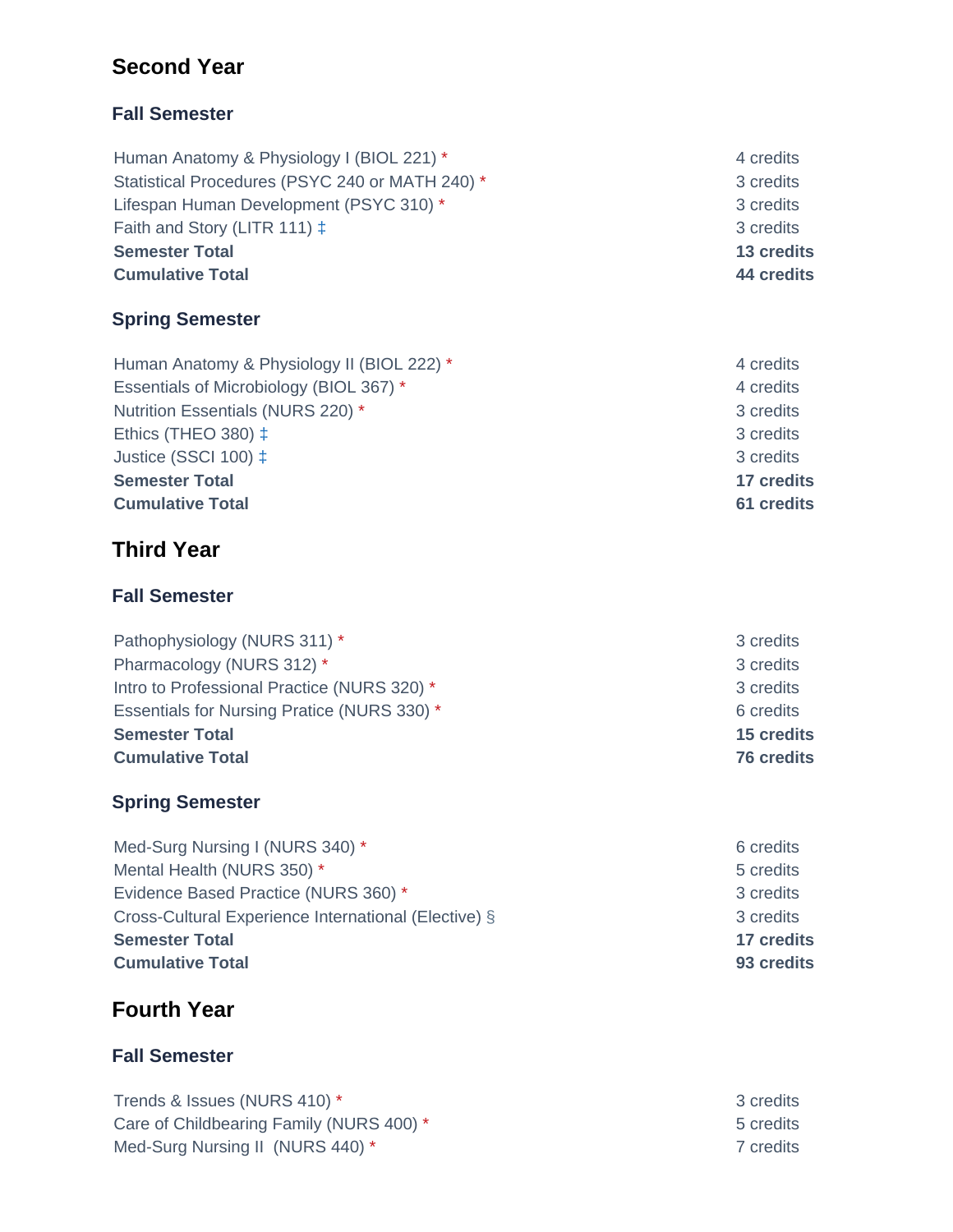## Second Year

### Fall Semester

| Course | Credits |
|---|---|
| Human Anatomy & Physiology I (BIOL 221) * | 4 credits |
| Statistical Procedures (PSYC 240 or MATH 240) * | 3 credits |
| Lifespan Human Development (PSYC 310) * | 3 credits |
| Faith and Story (LITR 111) ‡ | 3 credits |
| **Semester Total** | **13 credits** |
| **Cumulative Total** | **44 credits** |

### Spring Semester

| Course | Credits |
|---|---|
| Human Anatomy & Physiology II (BIOL 222) * | 4 credits |
| Essentials of Microbiology (BIOL 367) * | 4 credits |
| Nutrition Essentials (NURS 220) * | 3 credits |
| Ethics (THEO 380) ‡ | 3 credits |
| Justice (SSCI 100) ‡ | 3 credits |
| **Semester Total** | **17 credits** |
| **Cumulative Total** | **61 credits** |

## Third Year

### Fall Semester

| Course | Credits |
|---|---|
| Pathophysiology (NURS 311) * | 3 credits |
| Pharmacology (NURS 312) * | 3 credits |
| Intro to Professional Practice (NURS 320) * | 3 credits |
| Essentials for Nursing Pratice (NURS 330) * | 6 credits |
| **Semester Total** | **15 credits** |
| **Cumulative Total** | **76 credits** |

### Spring Semester

| Course | Credits |
|---|---|
| Med-Surg Nursing I (NURS 340) * | 6 credits |
| Mental Health (NURS 350) * | 5 credits |
| Evidence Based Practice (NURS 360) * | 3 credits |
| Cross-Cultural Experience International (Elective) § | 3 credits |
| **Semester Total** | **17 credits** |
| **Cumulative Total** | **93 credits** |

## Fourth Year

### Fall Semester

| Course | Credits |
|---|---|
| Trends & Issues (NURS 410) * | 3 credits |
| Care of Childbearing Family (NURS 400) * | 5 credits |
| Med-Surg Nursing II (NURS 440) * | 7 credits |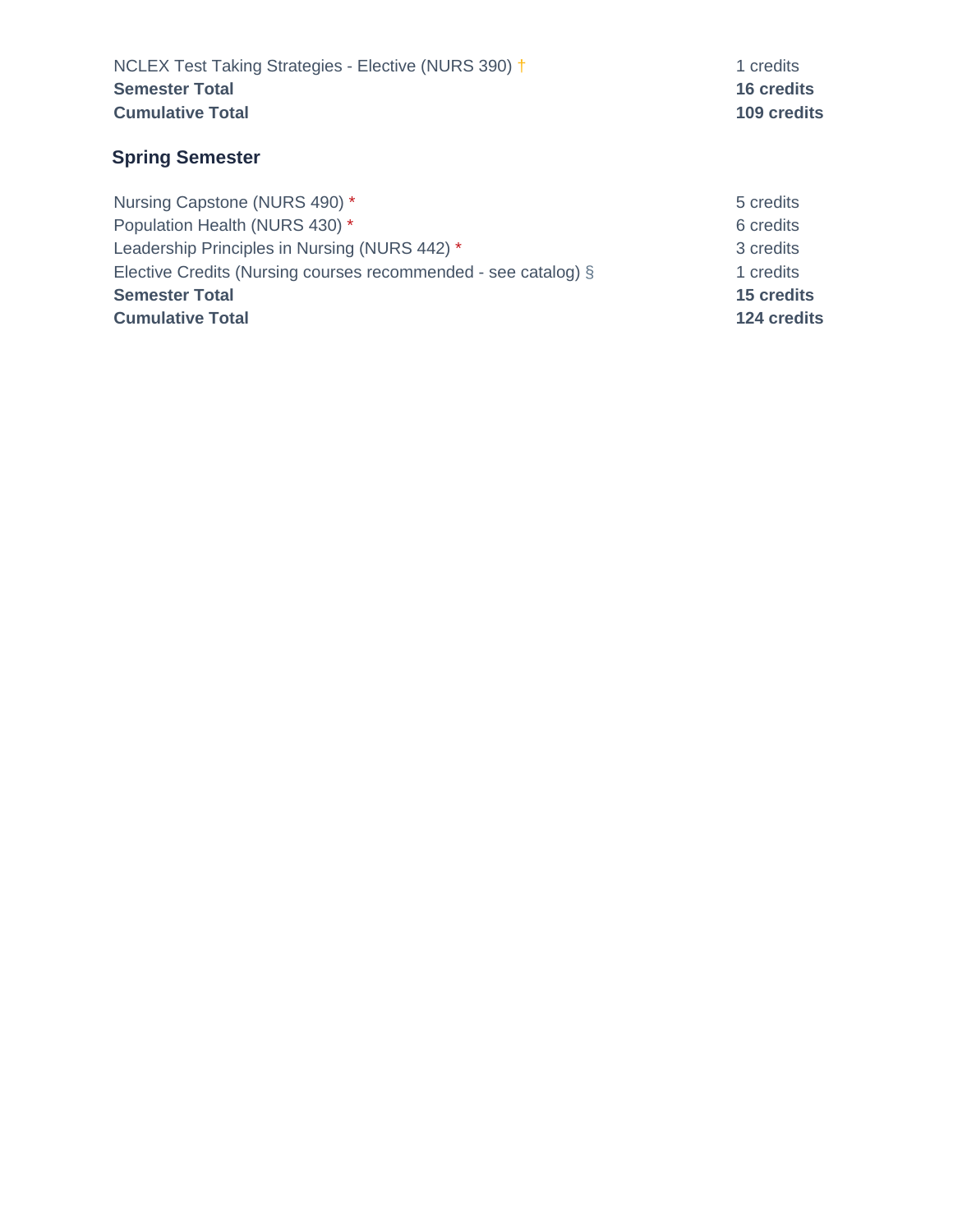| | |
|---|---|
| NCLEX Test Taking Strategies - Elective (NURS 390) † | 1 credits |
| **Semester Total** | **16 credits** |
| **Cumulative Total** | **109 credits** |

### Spring Semester

| | |
|---|---|
| Nursing Capstone (NURS 490) * | 5 credits |
| Population Health (NURS 430) * | 6 credits |
| Leadership Principles in Nursing (NURS 442) * | 3 credits |
| Elective Credits (Nursing courses recommended - see catalog) § | 1 credits |
| **Semester Total** | **15 credits** |
| **Cumulative Total** | **124 credits** |